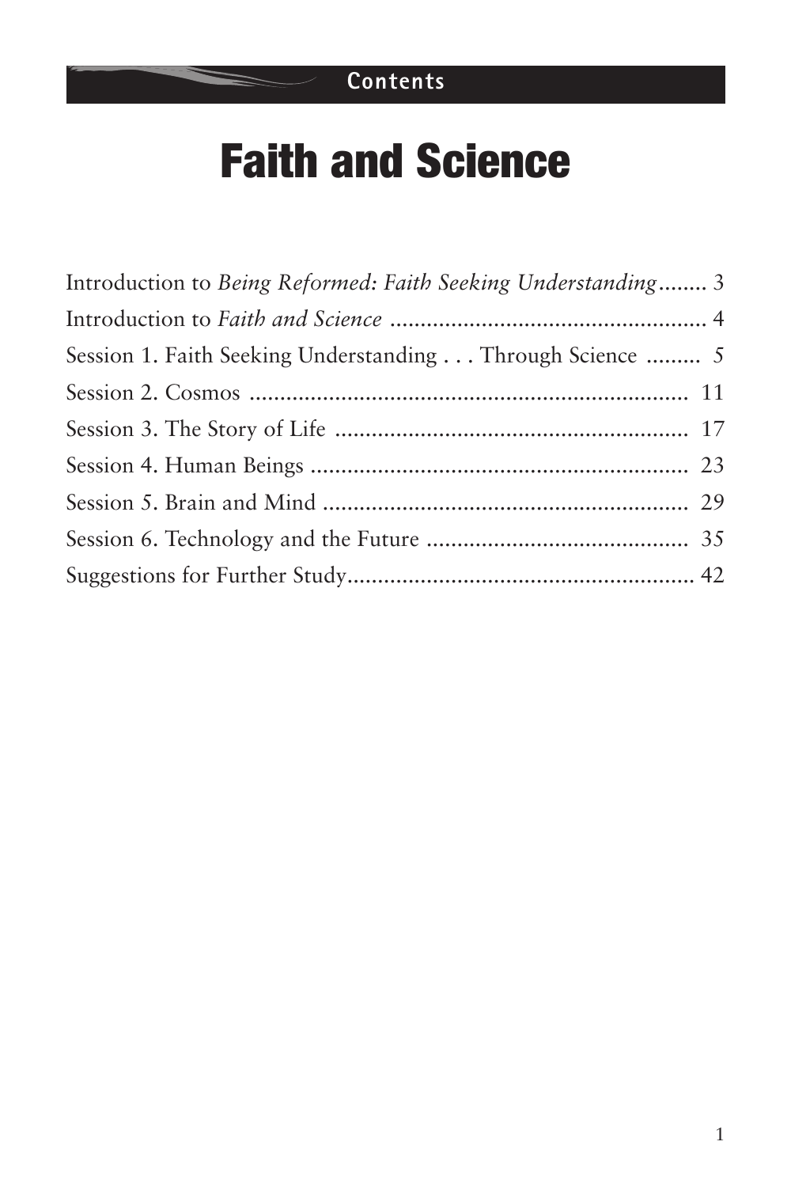Contents

# Faith and Science

Introduction to *Being Reformed: Faith Seeking Understanding* ........ 3

Introduction to *Faith and Science* .................................................... 4

Session 1. Faith Seeking Understanding . . . Through Science ......... 5

Session 2. Cosmos ........................................................................ 11

Session 3. The Story of Life .......................................................... 17

Session 4. Human Beings .............................................................. 23

Session 5. Brain and Mind ............................................................ 29

Session 6. Technology and the Future ........................................... 35

Suggestions for Further Study......................................................... 42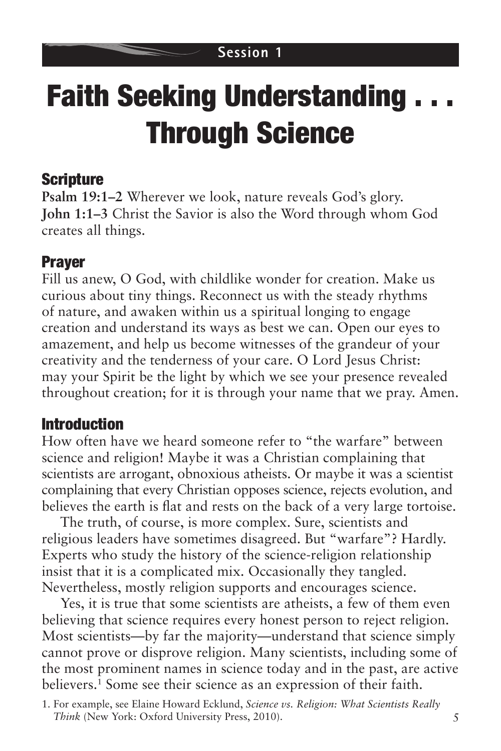Session 1

# Faith Seeking Understanding . . . Through Science

## Scripture

**Psalm 19:1–2** Wherever we look, nature reveals God's glory.
**John 1:1–3** Christ the Savior is also the Word through whom God creates all things.

## Prayer

Fill us anew, O God, with childlike wonder for creation. Make us curious about tiny things. Reconnect us with the steady rhythms of nature, and awaken within us a spiritual longing to engage creation and understand its ways as best we can. Open our eyes to amazement, and help us become witnesses of the grandeur of your creativity and the tenderness of your care. O Lord Jesus Christ: may your Spirit be the light by which we see your presence revealed throughout creation; for it is through your name that we pray. Amen.

## Introduction

How often have we heard someone refer to "the warfare" between science and religion! Maybe it was a Christian complaining that scientists are arrogant, obnoxious atheists. Or maybe it was a scientist complaining that every Christian opposes science, rejects evolution, and believes the earth is flat and rests on the back of a very large tortoise.

The truth, of course, is more complex. Sure, scientists and religious leaders have sometimes disagreed. But "warfare"? Hardly. Experts who study the history of the science-religion relationship insist that it is a complicated mix. Occasionally they tangled. Nevertheless, mostly religion supports and encourages science.

Yes, it is true that some scientists are atheists, a few of them even believing that science requires every honest person to reject religion. Most scientists—by far the majority—understand that science simply cannot prove or disprove religion. Many scientists, including some of the most prominent names in science today and in the past, are active believers.[1] Some see their science as an expression of their faith.

1. For example, see Elaine Howard Ecklund, *Science vs. Religion: What Scientists Really Think* (New York: Oxford University Press, 2010).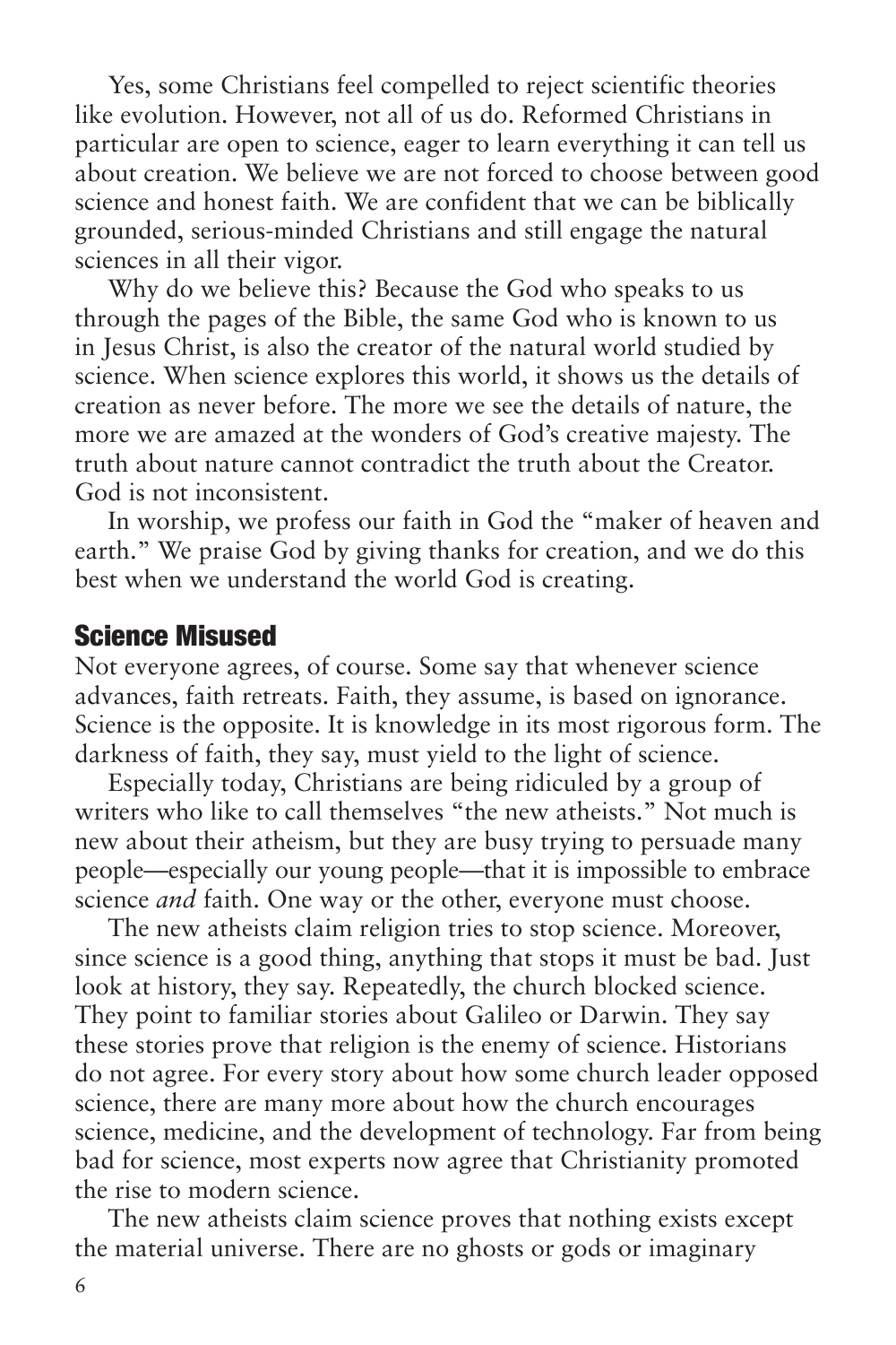Yes, some Christians feel compelled to reject scientific theories like evolution. However, not all of us do. Reformed Christians in particular are open to science, eager to learn everything it can tell us about creation. We believe we are not forced to choose between good science and honest faith. We are confident that we can be biblically grounded, serious-minded Christians and still engage the natural sciences in all their vigor.

Why do we believe this? Because the God who speaks to us through the pages of the Bible, the same God who is known to us in Jesus Christ, is also the creator of the natural world studied by science. When science explores this world, it shows us the details of creation as never before. The more we see the details of nature, the more we are amazed at the wonders of God's creative majesty. The truth about nature cannot contradict the truth about the Creator. God is not inconsistent.

In worship, we profess our faith in God the "maker of heaven and earth." We praise God by giving thanks for creation, and we do this best when we understand the world God is creating.

## Science Misused

Not everyone agrees, of course. Some say that whenever science advances, faith retreats. Faith, they assume, is based on ignorance. Science is the opposite. It is knowledge in its most rigorous form. The darkness of faith, they say, must yield to the light of science.

Especially today, Christians are being ridiculed by a group of writers who like to call themselves "the new atheists." Not much is new about their atheism, but they are busy trying to persuade many people—especially our young people—that it is impossible to embrace science *and* faith. One way or the other, everyone must choose.

The new atheists claim religion tries to stop science. Moreover, since science is a good thing, anything that stops it must be bad. Just look at history, they say. Repeatedly, the church blocked science. They point to familiar stories about Galileo or Darwin. They say these stories prove that religion is the enemy of science. Historians do not agree. For every story about how some church leader opposed science, there are many more about how the church encourages science, medicine, and the development of technology. Far from being bad for science, most experts now agree that Christianity promoted the rise to modern science.

The new atheists claim science proves that nothing exists except the material universe. There are no ghosts or gods or imaginary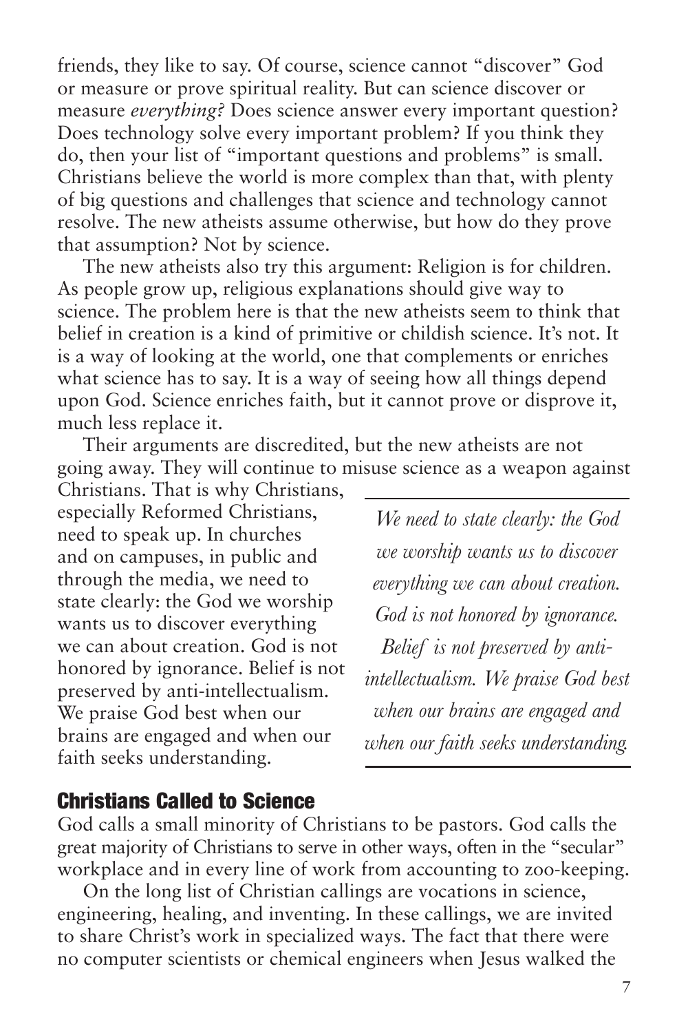friends, they like to say. Of course, science cannot "discover" God or measure or prove spiritual reality. But can science discover or measure *everything?* Does science answer every important question? Does technology solve every important problem? If you think they do, then your list of "important questions and problems" is small. Christians believe the world is more complex than that, with plenty of big questions and challenges that science and technology cannot resolve. The new atheists assume otherwise, but how do they prove that assumption? Not by science.

The new atheists also try this argument: Religion is for children. As people grow up, religious explanations should give way to science. The problem here is that the new atheists seem to think that belief in creation is a kind of primitive or childish science. It's not. It is a way of looking at the world, one that complements or enriches what science has to say. It is a way of seeing how all things depend upon God. Science enriches faith, but it cannot prove or disprove it, much less replace it.

Their arguments are discredited, but the new atheists are not going away. They will continue to misuse science as a weapon against Christians. That is why Christians, especially Reformed Christians, need to speak up. In churches and on campuses, in public and through the media, we need to state clearly: the God we worship wants us to discover everything we can about creation. God is not honored by ignorance. Belief is not preserved by anti-intellectualism. We praise God best when our brains are engaged and when our faith seeks understanding.

> *We need to state clearly: the God we worship wants us to discover everything we can about creation. God is not honored by ignorance. Belief is not preserved by anti-intellectualism. We praise God best when our brains are engaged and when our faith seeks understanding.*

## Christians Called to Science

God calls a small minority of Christians to be pastors. God calls the great majority of Christians to serve in other ways, often in the "secular" workplace and in every line of work from accounting to zoo-keeping.

On the long list of Christian callings are vocations in science, engineering, healing, and inventing. In these callings, we are invited to share Christ's work in specialized ways. The fact that there were no computer scientists or chemical engineers when Jesus walked the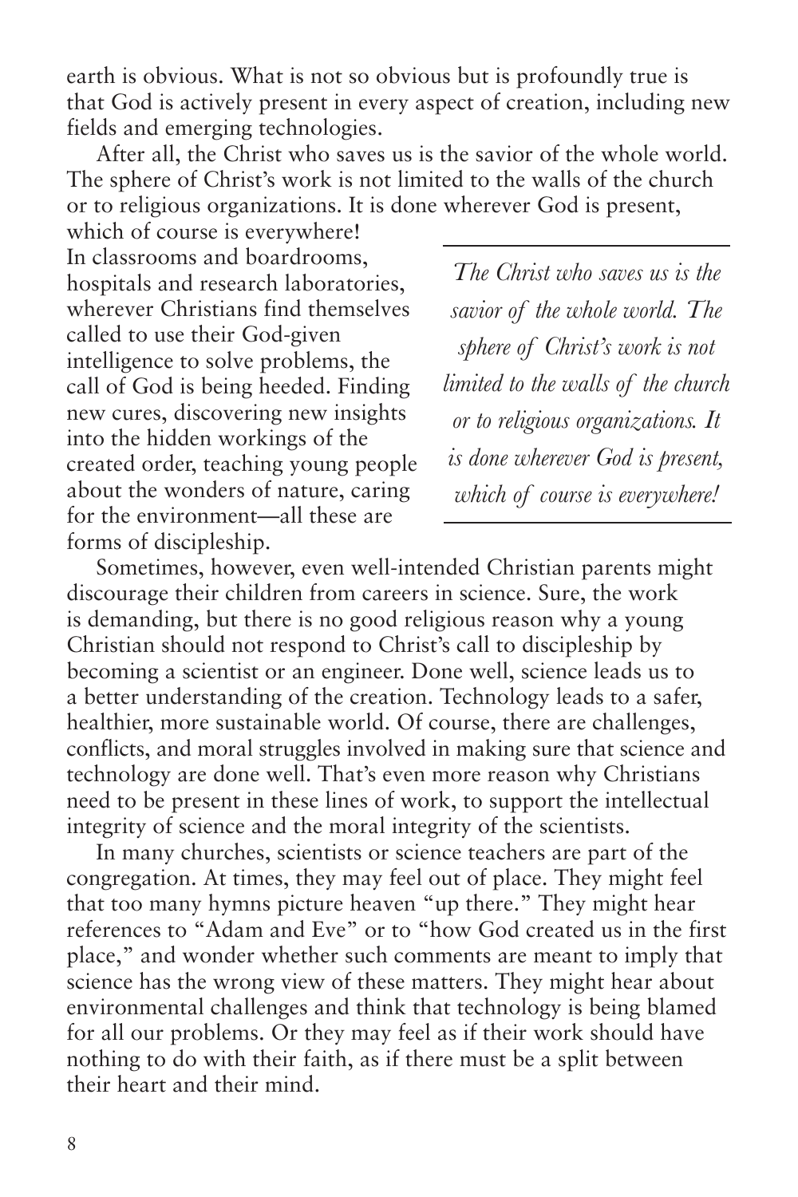earth is obvious. What is not so obvious but is profoundly true is that God is actively present in every aspect of creation, including new fields and emerging technologies.

After all, the Christ who saves us is the savior of the whole world. The sphere of Christ's work is not limited to the walls of the church or to religious organizations. It is done wherever God is present, which of course is everywhere! In classrooms and boardrooms, hospitals and research laboratories, wherever Christians find themselves called to use their God-given intelligence to solve problems, the call of God is being heeded. Finding new cures, discovering new insights into the hidden workings of the created order, teaching young people about the wonders of nature, caring for the environment—all these are forms of discipleship.

> *The Christ who saves us is the savior of the whole world. The sphere of Christ's work is not limited to the walls of the church or to religious organizations. It is done wherever God is present, which of course is everywhere!*

Sometimes, however, even well-intended Christian parents might discourage their children from careers in science. Sure, the work is demanding, but there is no good religious reason why a young Christian should not respond to Christ's call to discipleship by becoming a scientist or an engineer. Done well, science leads us to a better understanding of the creation. Technology leads to a safer, healthier, more sustainable world. Of course, there are challenges, conflicts, and moral struggles involved in making sure that science and technology are done well. That's even more reason why Christians need to be present in these lines of work, to support the intellectual integrity of science and the moral integrity of the scientists.

In many churches, scientists or science teachers are part of the congregation. At times, they may feel out of place. They might feel that too many hymns picture heaven "up there." They might hear references to "Adam and Eve" or to "how God created us in the first place," and wonder whether such comments are meant to imply that science has the wrong view of these matters. They might hear about environmental challenges and think that technology is being blamed for all our problems. Or they may feel as if their work should have nothing to do with their faith, as if there must be a split between their heart and their mind.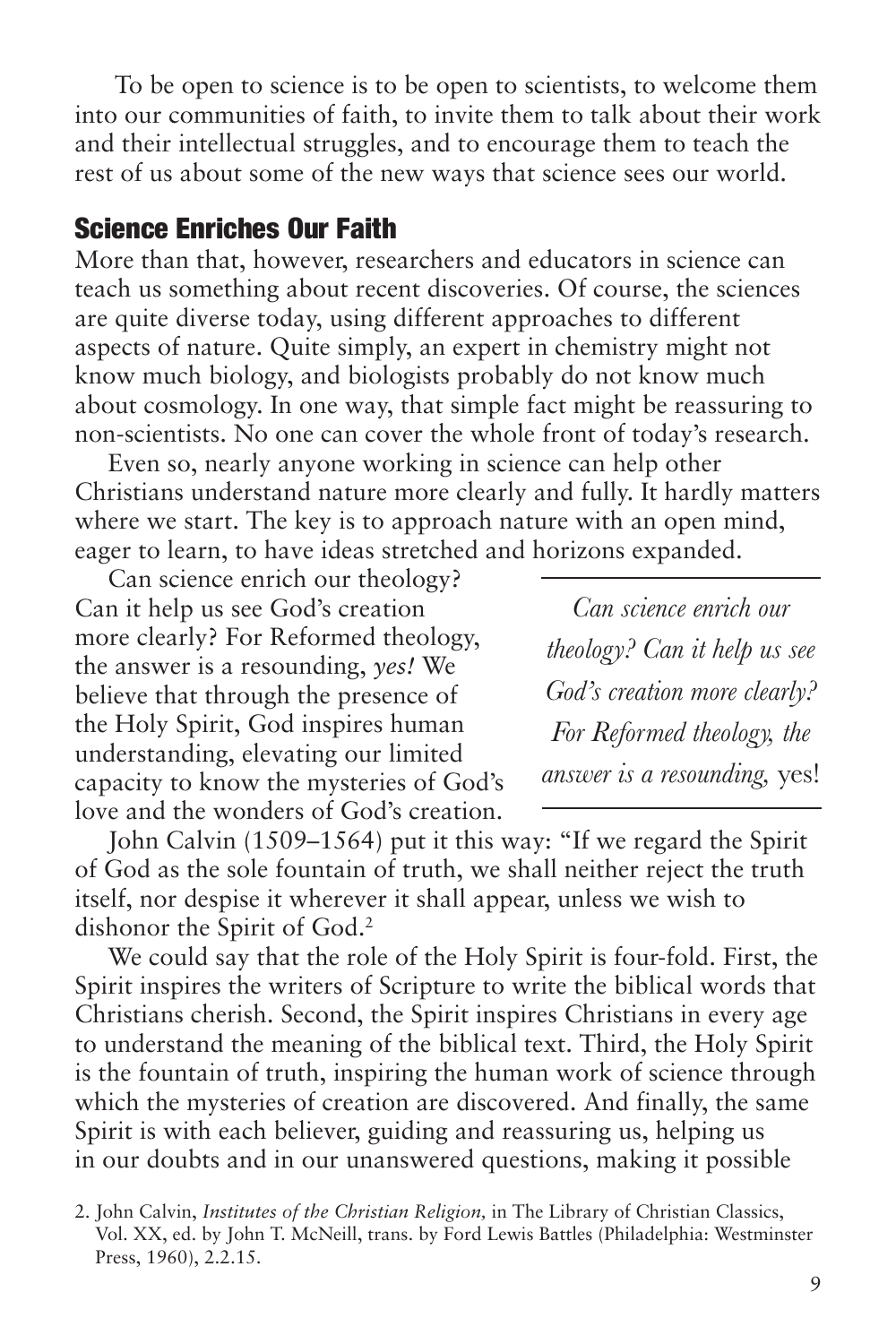To be open to science is to be open to scientists, to welcome them into our communities of faith, to invite them to talk about their work and their intellectual struggles, and to encourage them to teach the rest of us about some of the new ways that science sees our world.

## Science Enriches Our Faith

More than that, however, researchers and educators in science can teach us something about recent discoveries. Of course, the sciences are quite diverse today, using different approaches to different aspects of nature. Quite simply, an expert in chemistry might not know much biology, and biologists probably do not know much about cosmology. In one way, that simple fact might be reassuring to non-scientists. No one can cover the whole front of today's research.

Even so, nearly anyone working in science can help other Christians understand nature more clearly and fully. It hardly matters where we start. The key is to approach nature with an open mind, eager to learn, to have ideas stretched and horizons expanded.

Can science enrich our theology? Can it help us see God's creation more clearly? For Reformed theology, the answer is a resounding, *yes!* We believe that through the presence of the Holy Spirit, God inspires human understanding, elevating our limited capacity to know the mysteries of God's love and the wonders of God's creation.

> *Can science enrich our theology? Can it help us see God's creation more clearly? For Reformed theology, the answer is a resounding,* yes!

John Calvin (1509–1564) put it this way: "If we regard the Spirit of God as the sole fountain of truth, we shall neither reject the truth itself, nor despise it wherever it shall appear, unless we wish to dishonor the Spirit of God.[2]

We could say that the role of the Holy Spirit is four-fold. First, the Spirit inspires the writers of Scripture to write the biblical words that Christians cherish. Second, the Spirit inspires Christians in every age to understand the meaning of the biblical text. Third, the Holy Spirit is the fountain of truth, inspiring the human work of science through which the mysteries of creation are discovered. And finally, the same Spirit is with each believer, guiding and reassuring us, helping us in our doubts and in our unanswered questions, making it possible

2. John Calvin, *Institutes of the Christian Religion,* in The Library of Christian Classics, Vol. XX, ed. by John T. McNeill, trans. by Ford Lewis Battles (Philadelphia: Westminster Press, 1960), 2.2.15.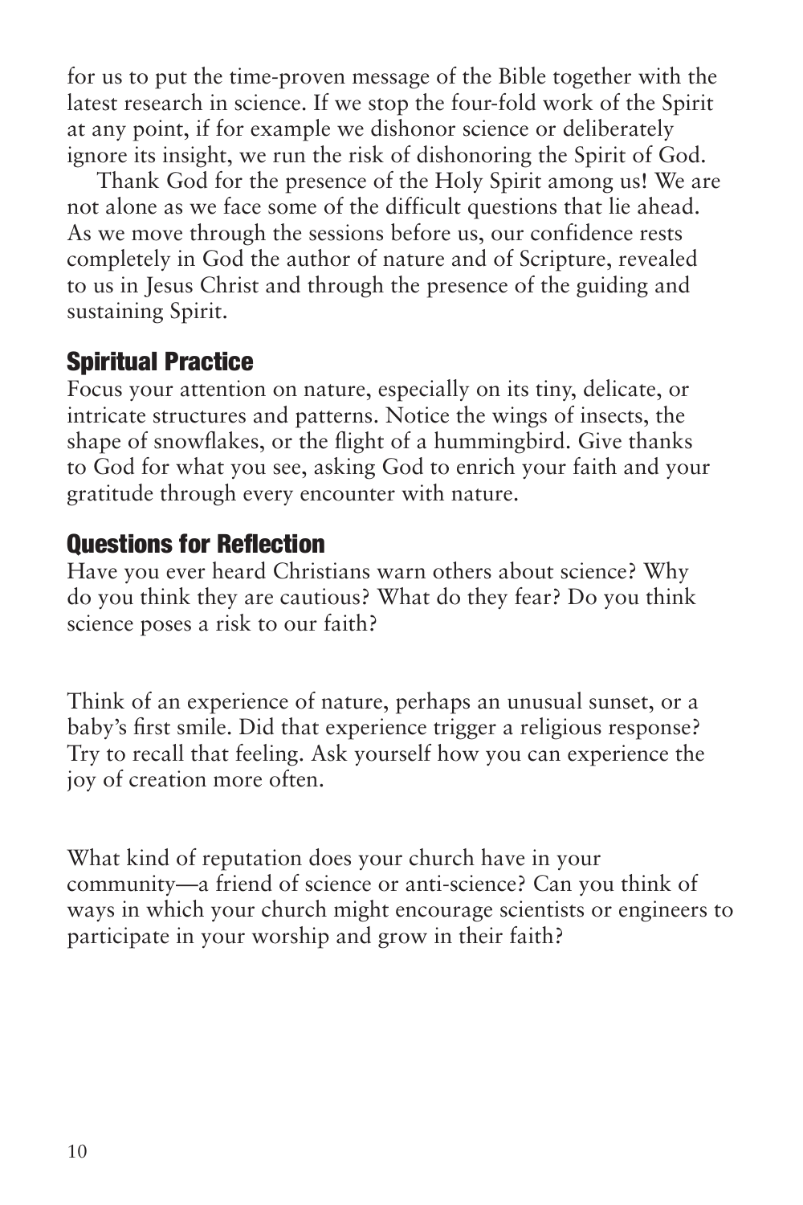for us to put the time-proven message of the Bible together with the latest research in science. If we stop the four-fold work of the Spirit at any point, if for example we dishonor science or deliberately ignore its insight, we run the risk of dishonoring the Spirit of God.

Thank God for the presence of the Holy Spirit among us! We are not alone as we face some of the difficult questions that lie ahead. As we move through the sessions before us, our confidence rests completely in God the author of nature and of Scripture, revealed to us in Jesus Christ and through the presence of the guiding and sustaining Spirit.

## Spiritual Practice

Focus your attention on nature, especially on its tiny, delicate, or intricate structures and patterns. Notice the wings of insects, the shape of snowflakes, or the flight of a hummingbird. Give thanks to God for what you see, asking God to enrich your faith and your gratitude through every encounter with nature.

## Questions for Reflection

Have you ever heard Christians warn others about science? Why do you think they are cautious? What do they fear? Do you think science poses a risk to our faith?

Think of an experience of nature, perhaps an unusual sunset, or a baby's first smile. Did that experience trigger a religious response? Try to recall that feeling. Ask yourself how you can experience the joy of creation more often.

What kind of reputation does your church have in your community—a friend of science or anti-science? Can you think of ways in which your church might encourage scientists or engineers to participate in your worship and grow in their faith?